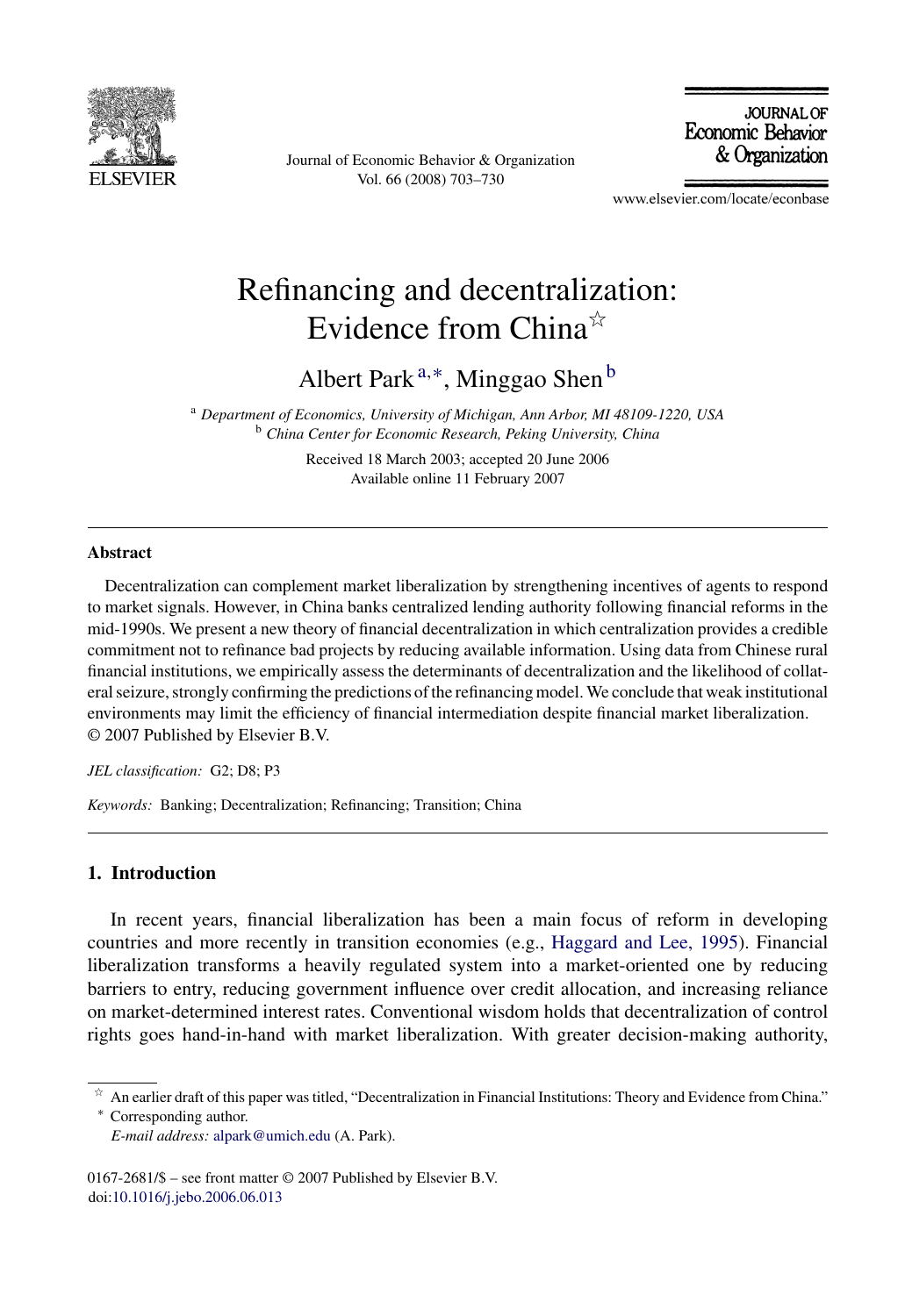# Refinancing and decentralization: Evidence from China[☆]

Albert Park[a,*], Minggao Shen[b]

[a] *Department of Economics, University of Michigan, Ann Arbor, MI 48109-1220, USA*
[b] *China Center for Economic Research, Peking University, China*

Received 18 March 2003; accepted 20 June 2006
Available online 11 February 2007

---

## Abstract

Decentralization can complement market liberalization by strengthening incentives of agents to respond to market signals. However, in China banks centralized lending authority following financial reforms in the mid-1990s. We present a new theory of financial decentralization in which centralization provides a credible commitment not to refinance bad projects by reducing available information. Using data from Chinese rural financial institutions, we empirically assess the determinants of decentralization and the likelihood of collateral seizure, strongly confirming the predictions of the refinancing model. We conclude that weak institutional environments may limit the efficiency of financial intermediation despite financial market liberalization.
© 2007 Published by Elsevier B.V.

*JEL classification:* G2; D8; P3

*Keywords:* Banking; Decentralization; Refinancing; Transition; China

---

## 1. Introduction

In recent years, financial liberalization has been a main focus of reform in developing countries and more recently in transition economies (e.g., Haggard and Lee, 1995). Financial liberalization transforms a heavily regulated system into a market-oriented one by reducing barriers to entry, reducing government influence over credit allocation, and increasing reliance on market-determined interest rates. Conventional wisdom holds that decentralization of control rights goes hand-in-hand with market liberalization. With greater decision-making authority,

---

[☆] An earlier draft of this paper was titled, "Decentralization in Financial Institutions: Theory and Evidence from China."
[*] Corresponding author.
*E-mail address:* alpark@umich.edu (A. Park).

0167-2681/$ – see front matter © 2007 Published by Elsevier B.V.
doi:10.1016/j.jebo.2006.06.013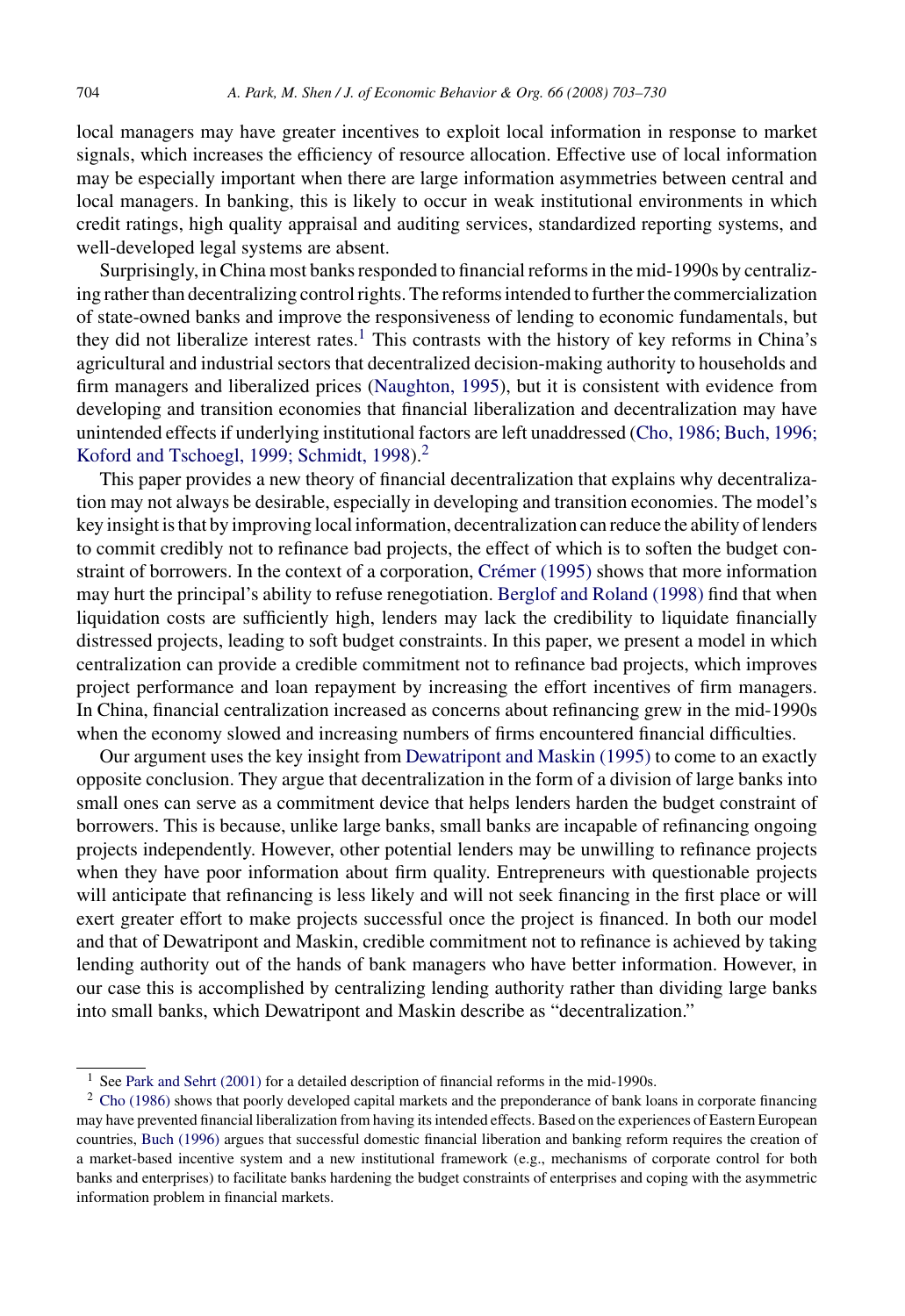local managers may have greater incentives to exploit local information in response to market signals, which increases the efficiency of resource allocation. Effective use of local information may be especially important when there are large information asymmetries between central and local managers. In banking, this is likely to occur in weak institutional environments in which credit ratings, high quality appraisal and auditing services, standardized reporting systems, and well-developed legal systems are absent.

Surprisingly, in China most banks responded to financial reforms in the mid-1990s by centralizing rather than decentralizing control rights. The reforms intended to further the commercialization of state-owned banks and improve the responsiveness of lending to economic fundamentals, but they did not liberalize interest rates.[1] This contrasts with the history of key reforms in China's agricultural and industrial sectors that decentralized decision-making authority to households and firm managers and liberalized prices (Naughton, 1995), but it is consistent with evidence from developing and transition economies that financial liberalization and decentralization may have unintended effects if underlying institutional factors are left unaddressed (Cho, 1986; Buch, 1996; Koford and Tschoegl, 1999; Schmidt, 1998).[2]

This paper provides a new theory of financial decentralization that explains why decentralization may not always be desirable, especially in developing and transition economies. The model's key insight is that by improving local information, decentralization can reduce the ability of lenders to commit credibly not to refinance bad projects, the effect of which is to soften the budget constraint of borrowers. In the context of a corporation, Crémer (1995) shows that more information may hurt the principal's ability to refuse renegotiation. Berglof and Roland (1998) find that when liquidation costs are sufficiently high, lenders may lack the credibility to liquidate financially distressed projects, leading to soft budget constraints. In this paper, we present a model in which centralization can provide a credible commitment not to refinance bad projects, which improves project performance and loan repayment by increasing the effort incentives of firm managers. In China, financial centralization increased as concerns about refinancing grew in the mid-1990s when the economy slowed and increasing numbers of firms encountered financial difficulties.

Our argument uses the key insight from Dewatripont and Maskin (1995) to come to an exactly opposite conclusion. They argue that decentralization in the form of a division of large banks into small ones can serve as a commitment device that helps lenders harden the budget constraint of borrowers. This is because, unlike large banks, small banks are incapable of refinancing ongoing projects independently. However, other potential lenders may be unwilling to refinance projects when they have poor information about firm quality. Entrepreneurs with questionable projects will anticipate that refinancing is less likely and will not seek financing in the first place or will exert greater effort to make projects successful once the project is financed. In both our model and that of Dewatripont and Maskin, credible commitment not to refinance is achieved by taking lending authority out of the hands of bank managers who have better information. However, in our case this is accomplished by centralizing lending authority rather than dividing large banks into small banks, which Dewatripont and Maskin describe as "decentralization."

---

[1] See Park and Sehrt (2001) for a detailed description of financial reforms in the mid-1990s.

[2] Cho (1986) shows that poorly developed capital markets and the preponderance of bank loans in corporate financing may have prevented financial liberalization from having its intended effects. Based on the experiences of Eastern European countries, Buch (1996) argues that successful domestic financial liberation and banking reform requires the creation of a market-based incentive system and a new institutional framework (e.g., mechanisms of corporate control for both banks and enterprises) to facilitate banks hardening the budget constraints of enterprises and coping with the asymmetric information problem in financial markets.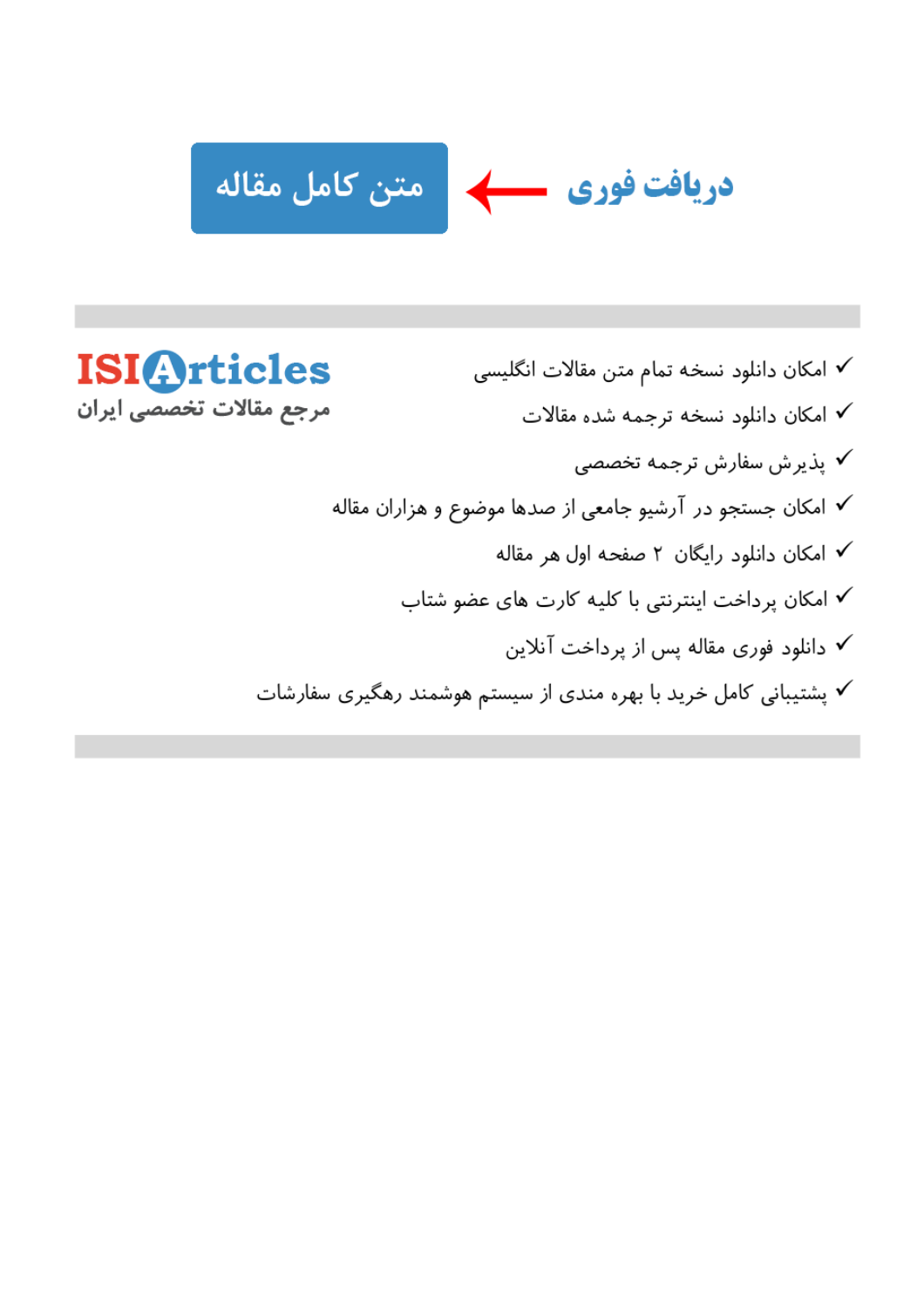دریافت فوری ← **متن کامل مقاله**

**ISIArticles**
مرجع مقالات تخصصی ایران

- ✓ امکان دانلود نسخه تمام متن مقالات انگلیسی
- ✓ امکان دانلود نسخه ترجمه شده مقالات
- ✓ پذیرش سفارش ترجمه تخصصی
- ✓ امکان جستجو در آرشیو جامعی از صدها موضوع و هزاران مقاله
- ✓ امکان دانلود رایگان ۲ صفحه اول هر مقاله
- ✓ امکان پرداخت اینترنتی با کلیه کارت های عضو شتاب
- ✓ دانلود فوری مقاله پس از پرداخت آنلاین
- ✓ پشتیبانی کامل خرید با بهره مندی از سیستم هوشمند رهگیری سفارشات